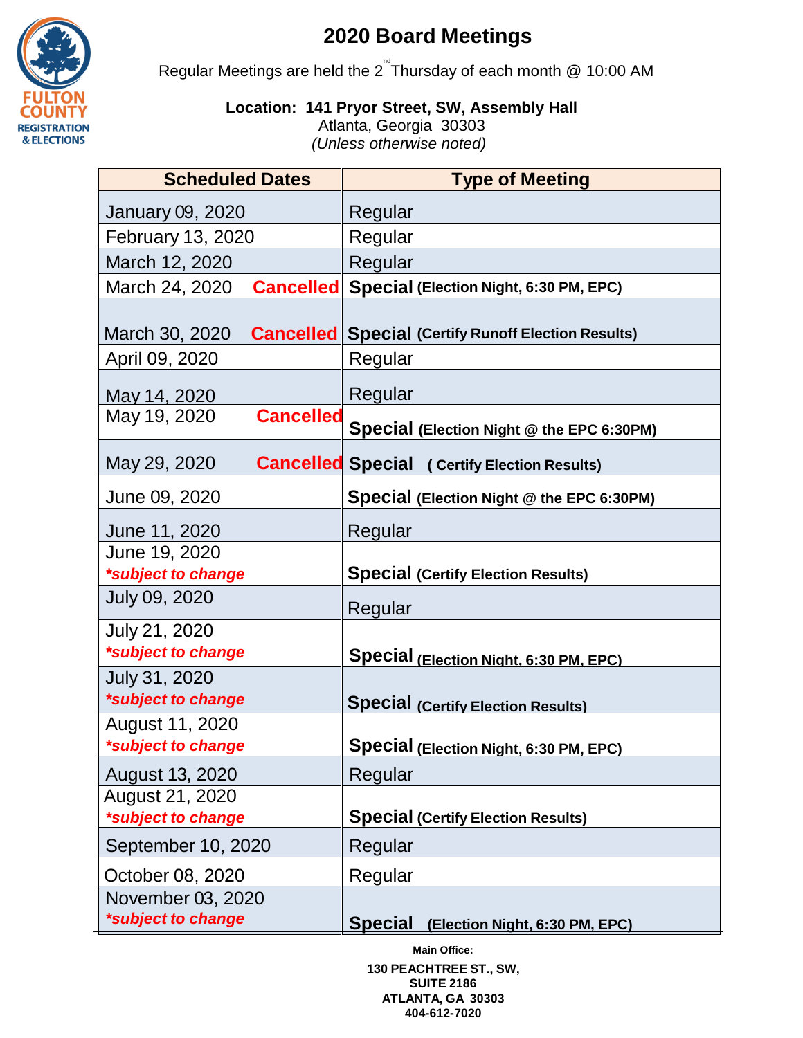# 2020 Board Meetings

Regular Meetings are held the 2nd Thursday of each month @ 10:00 AM

**Location: 141 Pryor Street, SW, Assembly Hall**
Atlanta, Georgia 30303
*(Unless otherwise noted)*

FULTON COUNTY REGISTRATION & ELECTIONS

| Scheduled Dates | Type of Meeting |
|---|---|
| January 09, 2020 | Regular |
| February 13, 2020 | Regular |
| March 12, 2020 | Regular |
| March 24, 2020 **Cancelled** | **Special** **(Election Night, 6:30 PM, EPC)** |
| March 30, 2020 **Cancelled** | **Special** **(Certify Runoff Election Results)** |
| April 09, 2020 | Regular |
| May 14, 2020 | Regular |
| May 19, 2020 **Cancelled** | **Special** **(Election Night @ the EPC 6:30PM)** |
| May 29, 2020 **Cancelled** | **Special** **( Certify Election Results)** |
| June 09, 2020 | **Special** **(Election Night @ the EPC 6:30PM)** |
| June 11, 2020 | Regular |
| June 19, 2020 ***subject to change** | **Special** **(Certify Election Results)** |
| July 09, 2020 | Regular |
| July 21, 2020 ***subject to change** | **Special** **(Election Night, 6:30 PM, EPC)** |
| July 31, 2020 ***subject to change** | **Special** **(Certify Election Results)** |
| August 11, 2020 ***subject to change** | **Special** **(Election Night, 6:30 PM, EPC)** |
| August 13, 2020 | Regular |
| August 21, 2020 ***subject to change** | **Special** **(Certify Election Results)** |
| September 10, 2020 | Regular |
| October 08, 2020 | Regular |
| November 03, 2020 ***subject to change** | **Special** **(Election Night, 6:30 PM, EPC)** |

**Main Office:**

**130 PEACHTREE ST., SW,**
**SUITE 2186**
**ATLANTA, GA 30303**
**404-612-7020**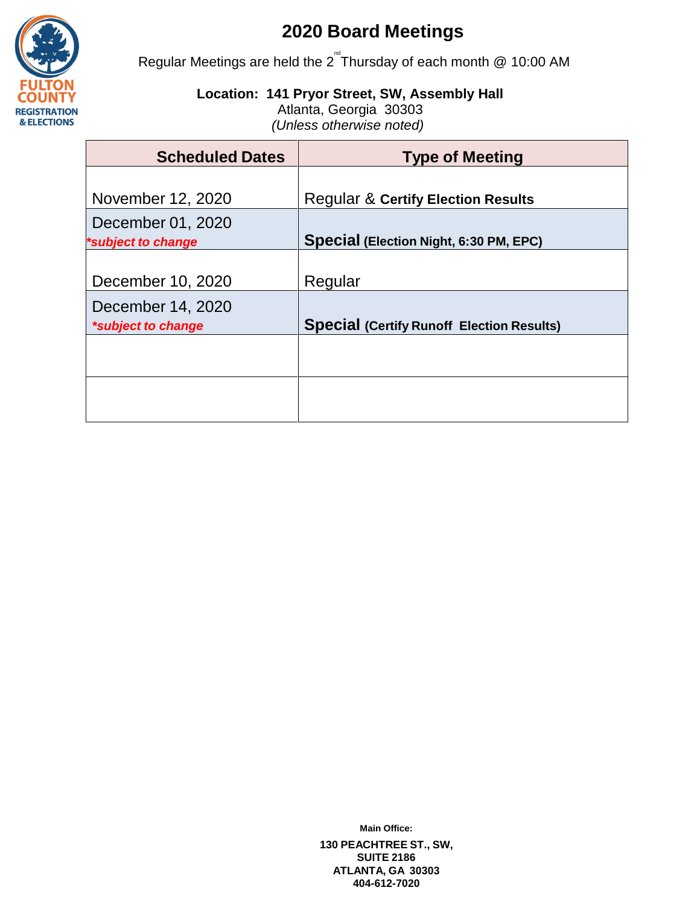# 2020 Board Meetings

Regular Meetings are held the 2nd Thursday of each month @ 10:00 AM

**Location: 141 Pryor Street, SW, Assembly Hall**
Atlanta, Georgia 30303
*(Unless otherwise noted)*

| Scheduled Dates | Type of Meeting |
|---|---|
| November 12, 2020 | Regular & **Certify Election Results** |
| December 01, 2020 *\*subject to change* | **Special (Election Night, 6:30 PM, EPC)** |
| December 10, 2020 | Regular |
| December 14, 2020 *\*subject to change* | **Special (Certify Runoff Election Results)** |
| | |
| | |

**Main Office:**
**130 PEACHTREE ST., SW,**
**SUITE 2186**
**ATLANTA, GA 30303**
**404-612-7020**